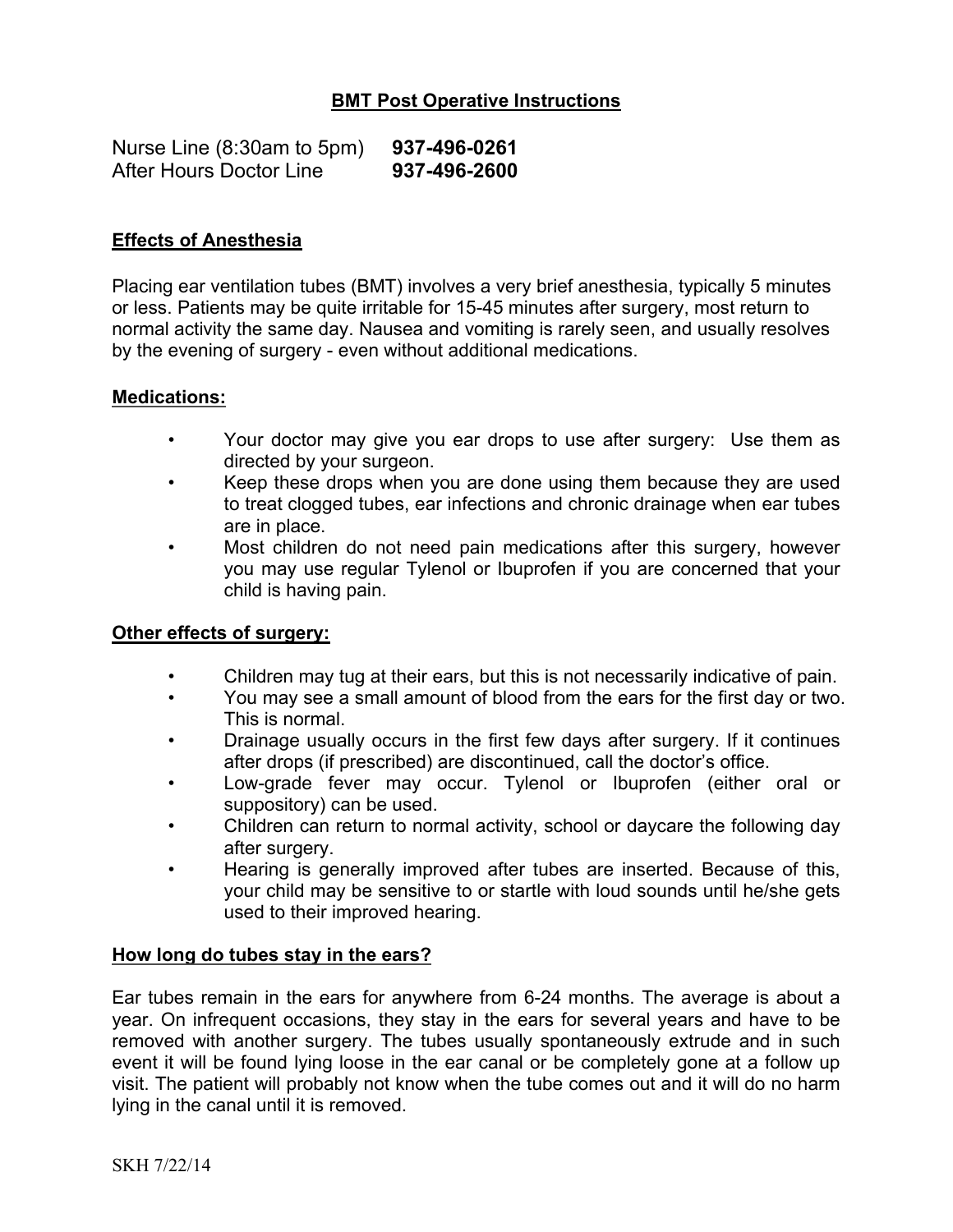# BMT Post Operative Instructions

Nurse Line (8:30am to 5pm) **937-496-0261**
After Hours Doctor Line **937-496-2600**

## Effects of Anesthesia

Placing ear ventilation tubes (BMT) involves a very brief anesthesia, typically 5 minutes or less. Patients may be quite irritable for 15-45 minutes after surgery, most return to normal activity the same day. Nausea and vomiting is rarely seen, and usually resolves by the evening of surgery - even without additional medications.

## Medications:

- Your doctor may give you ear drops to use after surgery: Use them as directed by your surgeon.
- Keep these drops when you are done using them because they are used to treat clogged tubes, ear infections and chronic drainage when ear tubes are in place.
- Most children do not need pain medications after this surgery, however you may use regular Tylenol or Ibuprofen if you are concerned that your child is having pain.

## Other effects of surgery:

- Children may tug at their ears, but this is not necessarily indicative of pain.
- You may see a small amount of blood from the ears for the first day or two. This is normal.
- Drainage usually occurs in the first few days after surgery. If it continues after drops (if prescribed) are discontinued, call the doctor's office.
- Low-grade fever may occur. Tylenol or Ibuprofen (either oral or suppository) can be used.
- Children can return to normal activity, school or daycare the following day after surgery.
- Hearing is generally improved after tubes are inserted. Because of this, your child may be sensitive to or startle with loud sounds until he/she gets used to their improved hearing.

## How long do tubes stay in the ears?

Ear tubes remain in the ears for anywhere from 6-24 months. The average is about a year. On infrequent occasions, they stay in the ears for several years and have to be removed with another surgery. The tubes usually spontaneously extrude and in such event it will be found lying loose in the ear canal or be completely gone at a follow up visit. The patient will probably not know when the tube comes out and it will do no harm lying in the canal until it is removed.

SKH 7/22/14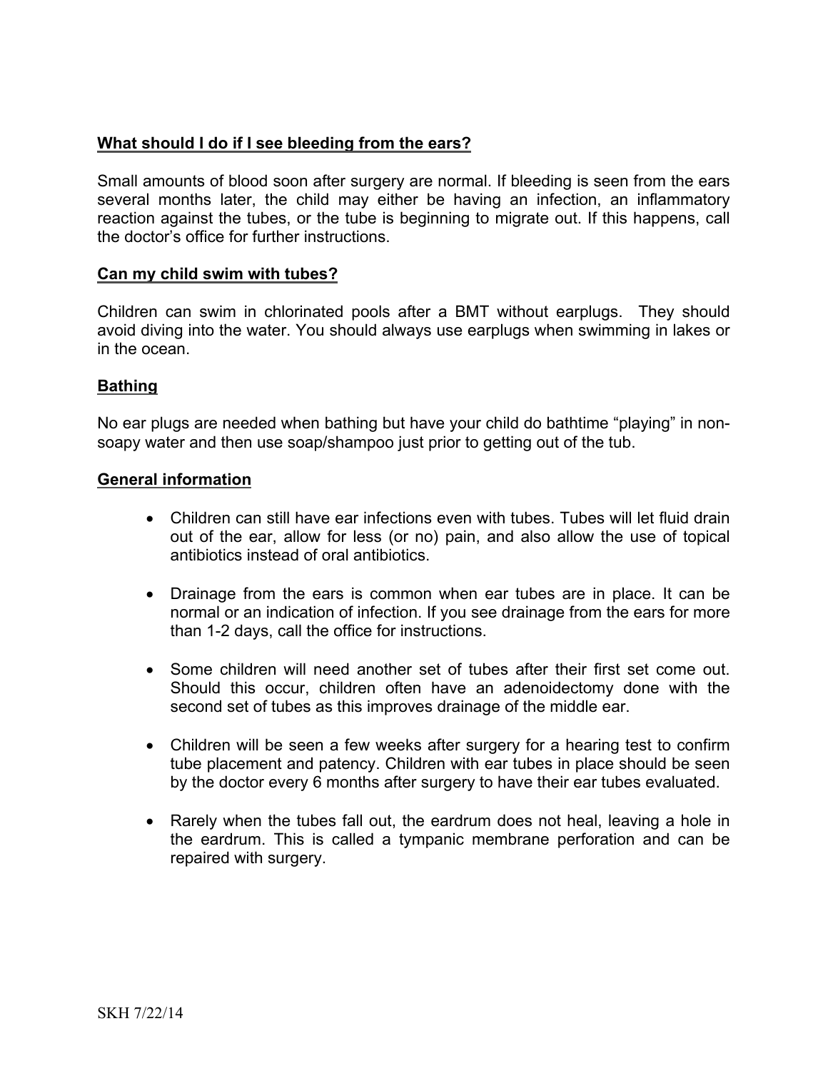## What should I do if I see bleeding from the ears?

Small amounts of blood soon after surgery are normal. If bleeding is seen from the ears several months later, the child may either be having an infection, an inflammatory reaction against the tubes, or the tube is beginning to migrate out. If this happens, call the doctor's office for further instructions.

## Can my child swim with tubes?

Children can swim in chlorinated pools after a BMT without earplugs. They should avoid diving into the water. You should always use earplugs when swimming in lakes or in the ocean.

## Bathing

No ear plugs are needed when bathing but have your child do bathtime "playing" in non-soapy water and then use soap/shampoo just prior to getting out of the tub.

## General information

- Children can still have ear infections even with tubes. Tubes will let fluid drain out of the ear, allow for less (or no) pain, and also allow the use of topical antibiotics instead of oral antibiotics.
- Drainage from the ears is common when ear tubes are in place. It can be normal or an indication of infection. If you see drainage from the ears for more than 1-2 days, call the office for instructions.
- Some children will need another set of tubes after their first set come out. Should this occur, children often have an adenoidectomy done with the second set of tubes as this improves drainage of the middle ear.
- Children will be seen a few weeks after surgery for a hearing test to confirm tube placement and patency. Children with ear tubes in place should be seen by the doctor every 6 months after surgery to have their ear tubes evaluated.
- Rarely when the tubes fall out, the eardrum does not heal, leaving a hole in the eardrum. This is called a tympanic membrane perforation and can be repaired with surgery.

SKH 7/22/14